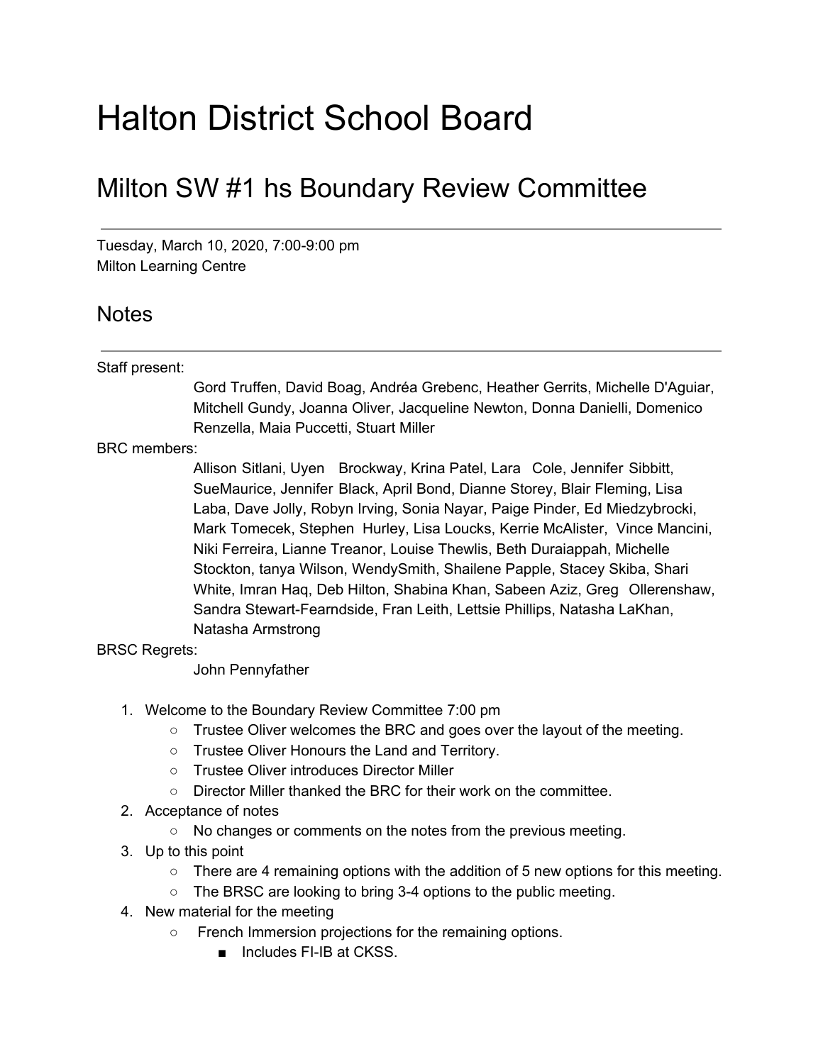# Halton District School Board

## Milton SW #1 hs Boundary Review Committee

---

Tuesday, March 10, 2020, 7:00-9:00 pm
Milton Learning Centre

## Notes

---

Staff present:

Gord Truffen, David Boag, Andréa Grebenc, Heather Gerrits, Michelle D'Aguiar, Mitchell Gundy, Joanna Oliver, Jacqueline Newton, Donna Danielli, Domenico Renzella, Maia Puccetti, Stuart Miller

BRC members:

Allison Sitlani, Uyen Brockway, Krina Patel, Lara Cole, Jennifer Sibbitt, SueMaurice, Jennifer Black, April Bond, Dianne Storey, Blair Fleming, Lisa Laba, Dave Jolly, Robyn Irving, Sonia Nayar, Paige Pinder, Ed Miedzybrocki, Mark Tomecek, Stephen Hurley, Lisa Loucks, Kerrie McAlister, Vince Mancini, Niki Ferreira, Lianne Treanor, Louise Thewlis, Beth Duraiappah, Michelle Stockton, tanya Wilson, WendySmith, Shailene Papple, Stacey Skiba, Shari White, Imran Haq, Deb Hilton, Shabina Khan, Sabeen Aziz, Greg Ollerenshaw, Sandra Stewart-Fearndside, Fran Leith, Lettsie Phillips, Natasha LaKhan, Natasha Armstrong

BRSC Regrets:

John Pennyfather

1. Welcome to the Boundary Review Committee 7:00 pm
    - Trustee Oliver welcomes the BRC and goes over the layout of the meeting.
    - Trustee Oliver Honours the Land and Territory.
    - Trustee Oliver introduces Director Miller
    - Director Miller thanked the BRC for their work on the committee.
2. Acceptance of notes
    - No changes or comments on the notes from the previous meeting.
3. Up to this point
    - There are 4 remaining options with the addition of 5 new options for this meeting.
    - The BRSC are looking to bring 3-4 options to the public meeting.
4. New material for the meeting
    - French Immersion projections for the remaining options.
        - Includes FI-IB at CKSS.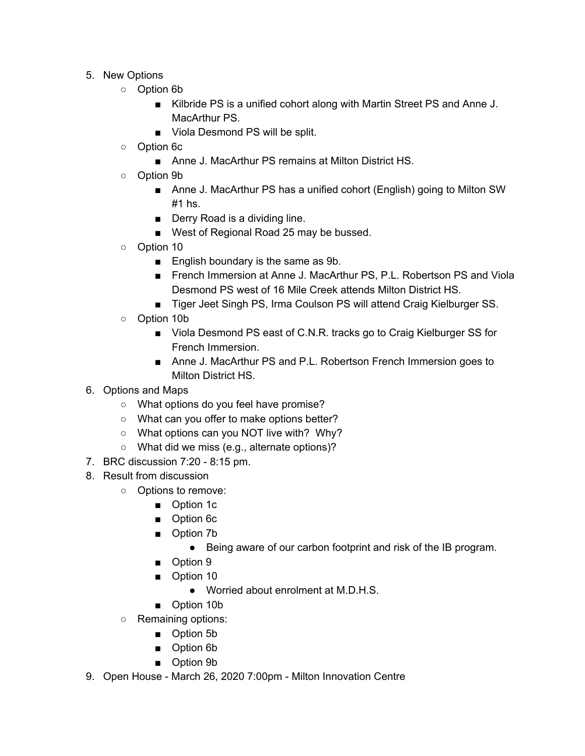5. New Options
    - Option 6b
        - Kilbride PS is a unified cohort along with Martin Street PS and Anne J. MacArthur PS.
        - Viola Desmond PS will be split.
    - Option 6c
        - Anne J. MacArthur PS remains at Milton District HS.
    - Option 9b
        - Anne J. MacArthur PS has a unified cohort (English) going to Milton SW #1 hs.
        - Derry Road is a dividing line.
        - West of Regional Road 25 may be bussed.
    - Option 10
        - English boundary is the same as 9b.
        - French Immersion at Anne J. MacArthur PS, P.L. Robertson PS and Viola Desmond PS west of 16 Mile Creek attends Milton District HS.
        - Tiger Jeet Singh PS, Irma Coulson PS will attend Craig Kielburger SS.
    - Option 10b
        - Viola Desmond PS east of C.N.R. tracks go to Craig Kielburger SS for French Immersion.
        - Anne J. MacArthur PS and P.L. Robertson French Immersion goes to Milton District HS.
6. Options and Maps
    - What options do you feel have promise?
    - What can you offer to make options better?
    - What options can you NOT live with? Why?
    - What did we miss (e.g., alternate options)?
7. BRC discussion 7:20 - 8:15 pm.
8. Result from discussion
    - Options to remove:
        - Option 1c
        - Option 6c
        - Option 7b
            - Being aware of our carbon footprint and risk of the IB program.
        - Option 9
        - Option 10
            - Worried about enrolment at M.D.H.S.
        - Option 10b
    - Remaining options:
        - Option 5b
        - Option 6b
        - Option 9b
9. Open House - March 26, 2020 7:00pm - Milton Innovation Centre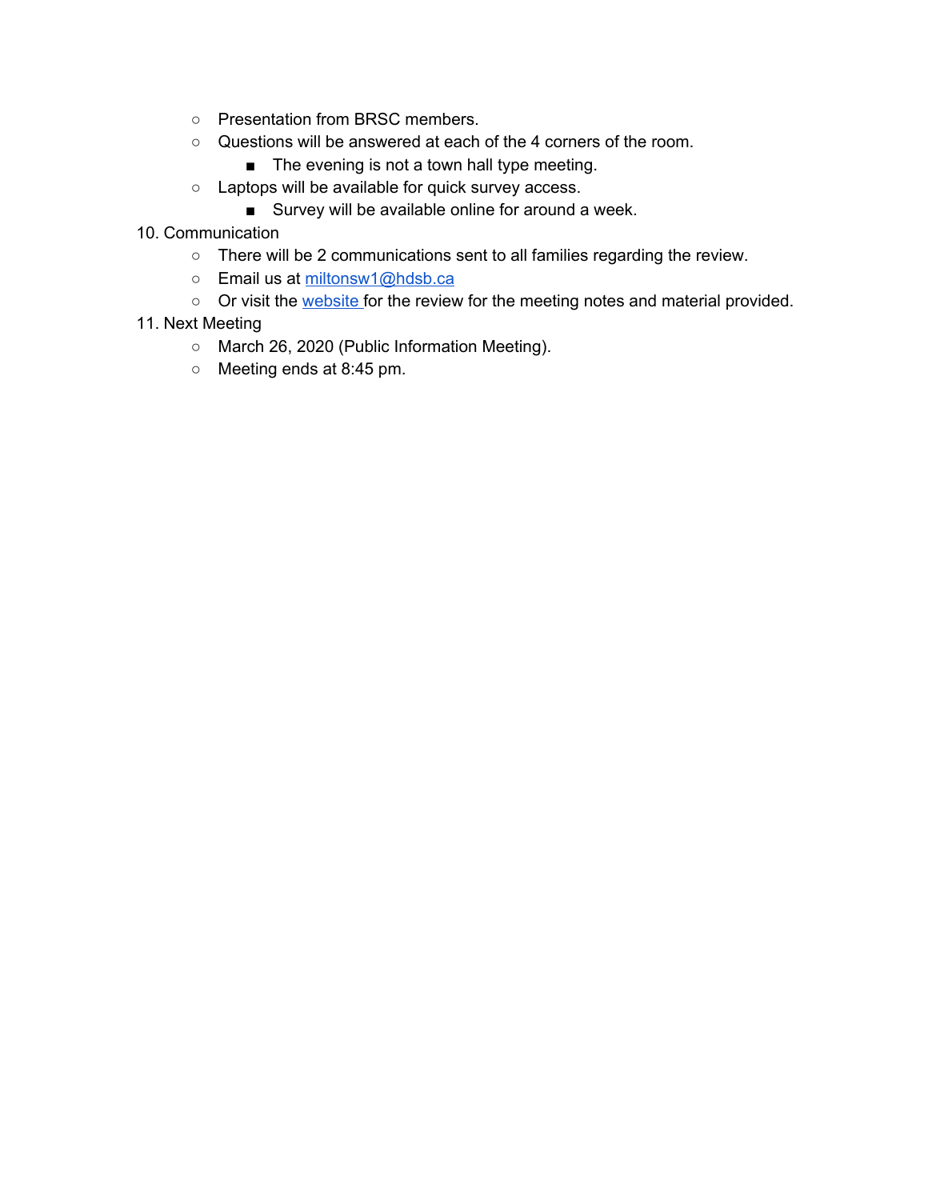- Presentation from BRSC members.
- Questions will be answered at each of the 4 corners of the room.
    - The evening is not a town hall type meeting.
- Laptops will be available for quick survey access.
    - Survey will be available online for around a week.

10. Communication
    - There will be 2 communications sent to all families regarding the review.
    - Email us at [miltonsw1@hdsb.ca](mailto:miltonsw1@hdsb.ca)
    - Or visit the website for the review for the meeting notes and material provided.
11. Next Meeting
    - March 26, 2020 (Public Information Meeting).
    - Meeting ends at 8:45 pm.